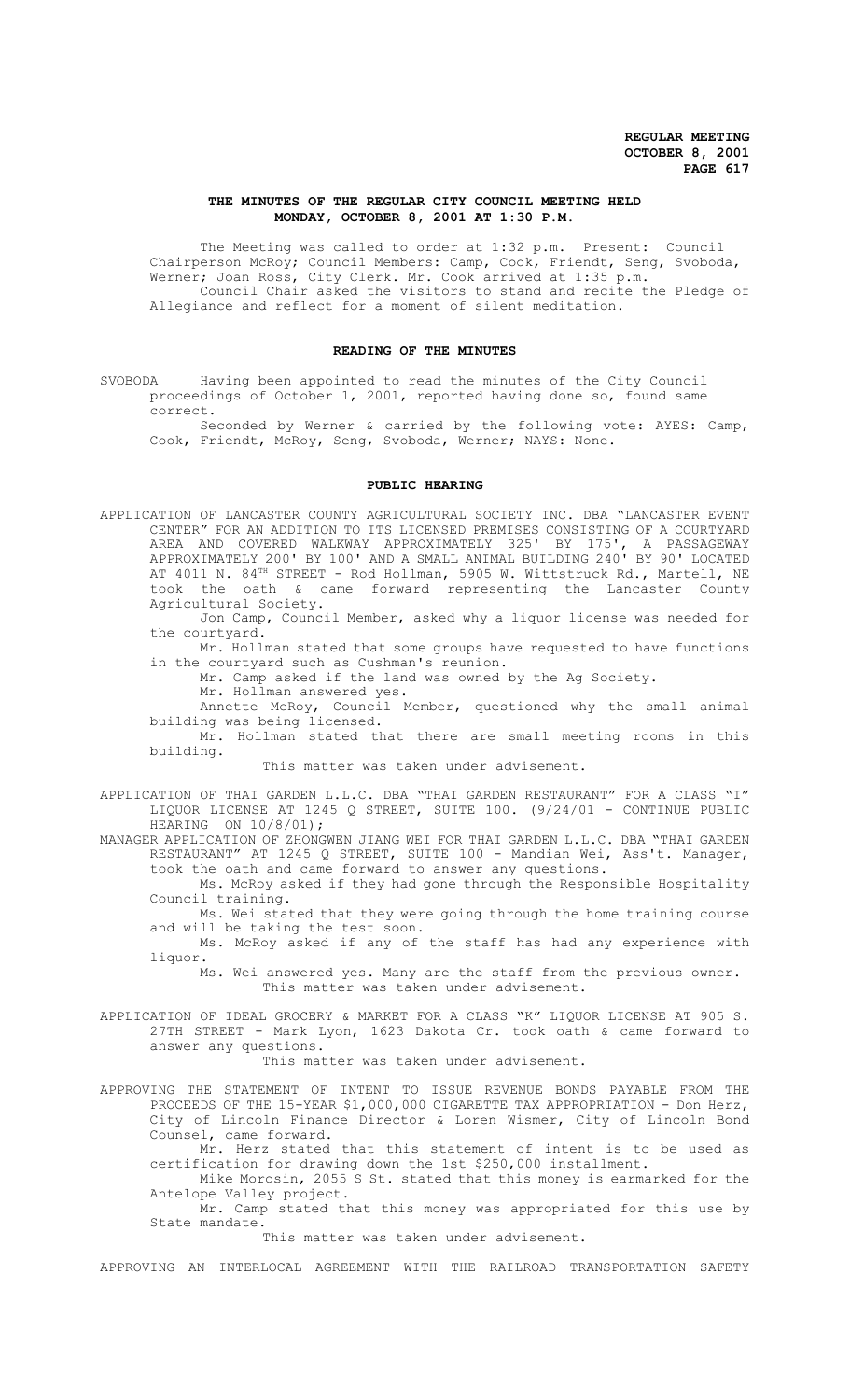**REGULAR MEETING**
**OCTOBER 8, 2001**

## THE MINUTES OF THE REGULAR CITY COUNCIL MEETING HELD MONDAY, OCTOBER 8, 2001 AT 1:30 P.M.

The Meeting was called to order at 1:32 p.m. Present: Council Chairperson McRoy; Council Members: Camp, Cook, Friendt, Seng, Svoboda, Werner; Joan Ross, City Clerk. Mr. Cook arrived at 1:35 p.m.

Council Chair asked the visitors to stand and recite the Pledge of Allegiance and reflect for a moment of silent meditation.

### READING OF THE MINUTES

SVOBODA Having been appointed to read the minutes of the City Council proceedings of October 1, 2001, reported having done so, found same correct.

Seconded by Werner & carried by the following vote: AYES: Camp, Cook, Friendt, McRoy, Seng, Svoboda, Werner; NAYS: None.

### PUBLIC HEARING

APPLICATION OF LANCASTER COUNTY AGRICULTURAL SOCIETY INC. DBA "LANCASTER EVENT CENTER" FOR AN ADDITION TO ITS LICENSED PREMISES CONSISTING OF A COURTYARD AREA AND COVERED WALKWAY APPROXIMATELY 325' BY 175', A PASSAGEWAY APPROXIMATELY 200' BY 100' AND A SMALL ANIMAL BUILDING 240' BY 90' LOCATED AT 4011 N. 84TH STREET - Rod Hollman, 5905 W. Wittstruck Rd., Martell, NE took the oath & came forward representing the Lancaster County Agricultural Society.

Jon Camp, Council Member, asked why a liquor license was needed for the courtyard.

Mr. Hollman stated that some groups have requested to have functions in the courtyard such as Cushman's reunion.

Mr. Camp asked if the land was owned by the Ag Society.

Mr. Hollman answered yes.

Annette McRoy, Council Member, questioned why the small animal building was being licensed.

Mr. Hollman stated that there are small meeting rooms in this building.

This matter was taken under advisement.

APPLICATION OF THAI GARDEN L.L.C. DBA "THAI GARDEN RESTAURANT" FOR A CLASS "I" LIQUOR LICENSE AT 1245 Q STREET, SUITE 100. (9/24/01 - CONTINUE PUBLIC HEARING ON 10/8/01);

MANAGER APPLICATION OF ZHONGWEN JIANG WEI FOR THAI GARDEN L.L.C. DBA "THAI GARDEN RESTAURANT" AT 1245 Q STREET, SUITE 100 - Mandian Wei, Ass't. Manager, took the oath and came forward to answer any questions.

Ms. McRoy asked if they had gone through the Responsible Hospitality Council training.

Ms. Wei stated that they were going through the home training course and will be taking the test soon.

Ms. McRoy asked if any of the staff has had any experience with liquor.

Ms. Wei answered yes. Many are the staff from the previous owner.

This matter was taken under advisement.

APPLICATION OF IDEAL GROCERY & MARKET FOR A CLASS "K" LIQUOR LICENSE AT 905 S. 27TH STREET - Mark Lyon, 1623 Dakota Cr. took oath & came forward to answer any questions.

This matter was taken under advisement.

APPROVING THE STATEMENT OF INTENT TO ISSUE REVENUE BONDS PAYABLE FROM THE PROCEEDS OF THE 15-YEAR $1,000,000 CIGARETTE TAX APPROPRIATION - Don Herz, City of Lincoln Finance Director & Loren Wismer, City of Lincoln Bond Counsel, came forward.

Mr. Herz stated that this statement of intent is to be used as certification for drawing down the 1st $250,000 installment.

Mike Morosin, 2055 S St. stated that this money is earmarked for the Antelope Valley project.

Mr. Camp stated that this money was appropriated for this use by State mandate.

This matter was taken under advisement.

APPROVING AN INTERLOCAL AGREEMENT WITH THE RAILROAD TRANSPORTATION SAFETY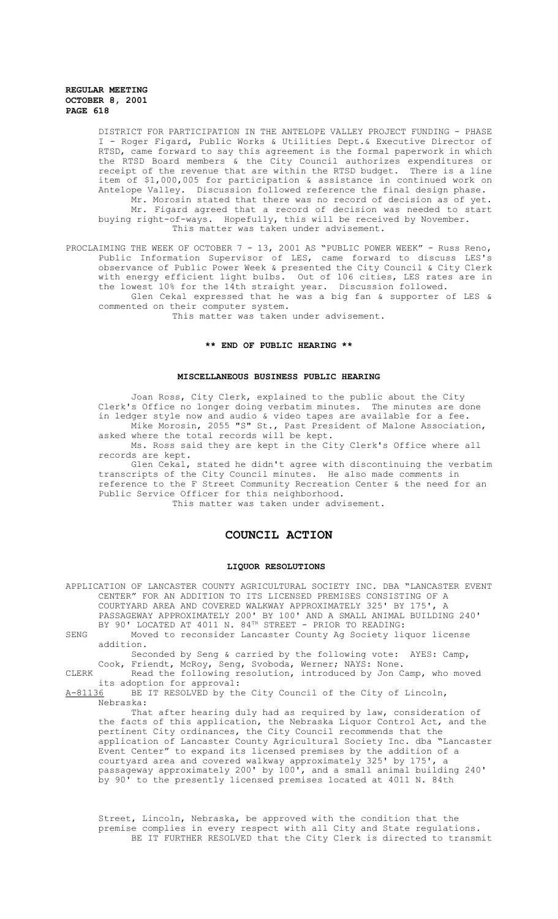DISTRICT FOR PARTICIPATION IN THE ANTELOPE VALLEY PROJECT FUNDING - PHASE I - Roger Figard, Public Works & Utilities Dept.& Executive Director of RTSD, came forward to say this agreement is the formal paperwork in which the RTSD Board members & the City Council authorizes expenditures or receipt of the revenue that are within the RTSD budget. There is a line item of $1,000,005 for participation & assistance in continued work on Antelope Valley. Discussion followed reference the final design phase.

Mr. Morosin stated that there was no record of decision as of yet.

Mr. Figard agreed that a record of decision was needed to start buying right-of-ways. Hopefully, this will be received by November.

This matter was taken under advisement.

PROCLAIMING THE WEEK OF OCTOBER 7 - 13, 2001 AS "PUBLIC POWER WEEK" - Russ Reno, Public Information Supervisor of LES, came forward to discuss LES's observance of Public Power Week & presented the City Council & City Clerk with energy efficient light bulbs. Out of 106 cities, LES rates are in the lowest 10% for the 14th straight year. Discussion followed.

Glen Cekal expressed that he was a big fan & supporter of LES & commented on their computer system.

This matter was taken under advisement.

**\*\* END OF PUBLIC HEARING \*\***

**MISCELLANEOUS BUSINESS PUBLIC HEARING**

Joan Ross, City Clerk, explained to the public about the City Clerk's Office no longer doing verbatim minutes. The minutes are done in ledger style now and audio & video tapes are available for a fee.

Mike Morosin, 2055 "S" St., Past President of Malone Association, asked where the total records will be kept.

Ms. Ross said they are kept in the City Clerk's Office where all records are kept.

Glen Cekal, stated he didn't agree with discontinuing the verbatim transcripts of the City Council minutes. He also made comments in reference to the F Street Community Recreation Center & the need for an Public Service Officer for this neighborhood.

This matter was taken under advisement.

## COUNCIL ACTION

**LIQUOR RESOLUTIONS**

APPLICATION OF LANCASTER COUNTY AGRICULTURAL SOCIETY INC. DBA "LANCASTER EVENT CENTER" FOR AN ADDITION TO ITS LICENSED PREMISES CONSISTING OF A COURTYARD AREA AND COVERED WALKWAY APPROXIMATELY 325' BY 175', A PASSAGEWAY APPROXIMATELY 200' BY 100' AND A SMALL ANIMAL BUILDING 240' BY 90' LOCATED AT 4011 N. 84TH STREET - PRIOR TO READING:

SENG Moved to reconsider Lancaster County Ag Society liquor license addition.

Seconded by Seng & carried by the following vote: AYES: Camp, Cook, Friendt, McRoy, Seng, Svoboda, Werner; NAYS: None.

CLERK Read the following resolution, introduced by Jon Camp, who moved its adoption for approval:

A-81136 BE IT RESOLVED by the City Council of the City of Lincoln, Nebraska:

That after hearing duly had as required by law, consideration of the facts of this application, the Nebraska Liquor Control Act, and the pertinent City ordinances, the City Council recommends that the application of Lancaster County Agricultural Society Inc. dba "Lancaster Event Center" to expand its licensed premises by the addition of a courtyard area and covered walkway approximately 325' by 175', a passageway approximately 200' by 100', and a small animal building 240' by 90' to the presently licensed premises located at 4011 N. 84th Street, Lincoln, Nebraska, be approved with the condition that the premise complies in every respect with all City and State regulations.

BE IT FURTHER RESOLVED that the City Clerk is directed to transmit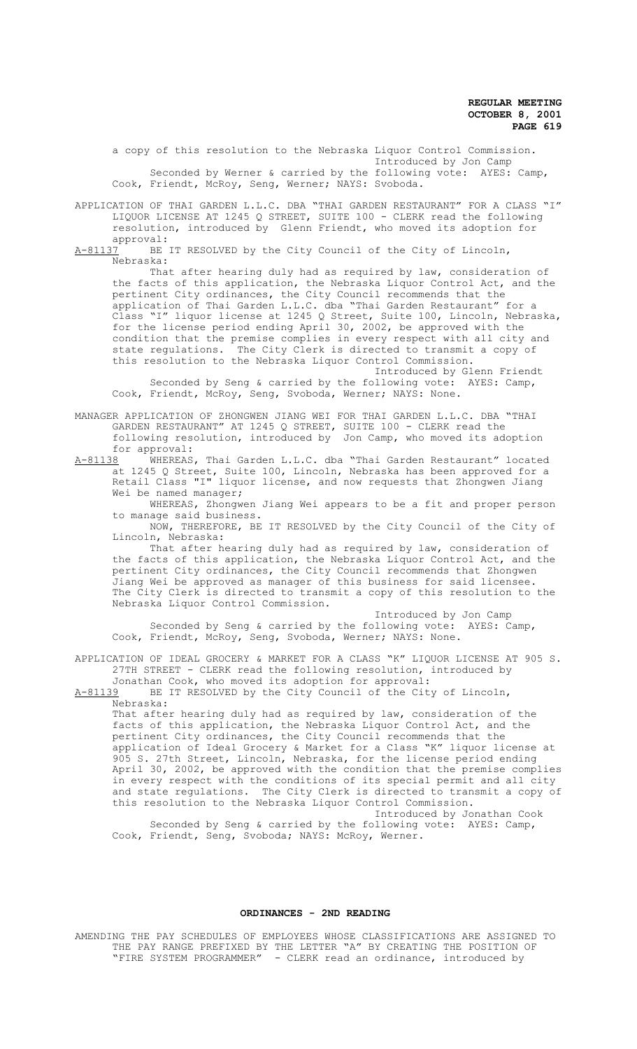a copy of this resolution to the Nebraska Liquor Control Commission.

Introduced by Jon Camp

Seconded by Werner & carried by the following vote: AYES: Camp, Cook, Friendt, McRoy, Seng, Werner; NAYS: Svoboda.

APPLICATION OF THAI GARDEN L.L.C. DBA "THAI GARDEN RESTAURANT" FOR A CLASS "I" LIQUOR LICENSE AT 1245 Q STREET, SUITE 100 - CLERK read the following resolution, introduced by Glenn Friendt, who moved its adoption for approval:

A-81137 BE IT RESOLVED by the City Council of the City of Lincoln, Nebraska:

That after hearing duly had as required by law, consideration of the facts of this application, the Nebraska Liquor Control Act, and the pertinent City ordinances, the City Council recommends that the application of Thai Garden L.L.C. dba "Thai Garden Restaurant" for a Class "I" liquor license at 1245 Q Street, Suite 100, Lincoln, Nebraska, for the license period ending April 30, 2002, be approved with the condition that the premise complies in every respect with all city and state regulations. The City Clerk is directed to transmit a copy of this resolution to the Nebraska Liquor Control Commission.

Introduced by Glenn Friendt

Seconded by Seng & carried by the following vote: AYES: Camp, Cook, Friendt, McRoy, Seng, Svoboda, Werner; NAYS: None.

MANAGER APPLICATION OF ZHONGWEN JIANG WEI FOR THAI GARDEN L.L.C. DBA "THAI GARDEN RESTAURANT" AT 1245 Q STREET, SUITE 100 - CLERK read the following resolution, introduced by Jon Camp, who moved its adoption for approval:

A-81138 WHEREAS, Thai Garden L.L.C. dba "Thai Garden Restaurant" located at 1245 Q Street, Suite 100, Lincoln, Nebraska has been approved for a Retail Class "I" liquor license, and now requests that Zhongwen Jiang Wei be named manager;

WHEREAS, Zhongwen Jiang Wei appears to be a fit and proper person to manage said business.

NOW, THEREFORE, BE IT RESOLVED by the City Council of the City of Lincoln, Nebraska:

That after hearing duly had as required by law, consideration of the facts of this application, the Nebraska Liquor Control Act, and the pertinent City ordinances, the City Council recommends that Zhongwen Jiang Wei be approved as manager of this business for said licensee. The City Clerk is directed to transmit a copy of this resolution to the Nebraska Liquor Control Commission.

Introduced by Jon Camp

Seconded by Seng & carried by the following vote: AYES: Camp, Cook, Friendt, McRoy, Seng, Svoboda, Werner; NAYS: None.

APPLICATION OF IDEAL GROCERY & MARKET FOR A CLASS "K" LIQUOR LICENSE AT 905 S. 27TH STREET - CLERK read the following resolution, introduced by Jonathan Cook, who moved its adoption for approval:

A-81139 BE IT RESOLVED by the City Council of the City of Lincoln, Nebraska:

That after hearing duly had as required by law, consideration of the facts of this application, the Nebraska Liquor Control Act, and the pertinent City ordinances, the City Council recommends that the application of Ideal Grocery & Market for a Class "K" liquor license at 905 S. 27th Street, Lincoln, Nebraska, for the license period ending April 30, 2002, be approved with the condition that the premise complies in every respect with the conditions of its special permit and all city and state regulations. The City Clerk is directed to transmit a copy of this resolution to the Nebraska Liquor Control Commission.

Introduced by Jonathan Cook

Seconded by Seng & carried by the following vote: AYES: Camp, Cook, Friendt, Seng, Svoboda; NAYS: McRoy, Werner.

## ORDINANCES - 2ND READING

AMENDING THE PAY SCHEDULES OF EMPLOYEES WHOSE CLASSIFICATIONS ARE ASSIGNED TO THE PAY RANGE PREFIXED BY THE LETTER "A" BY CREATING THE POSITION OF "FIRE SYSTEM PROGRAMMER" - CLERK read an ordinance, introduced by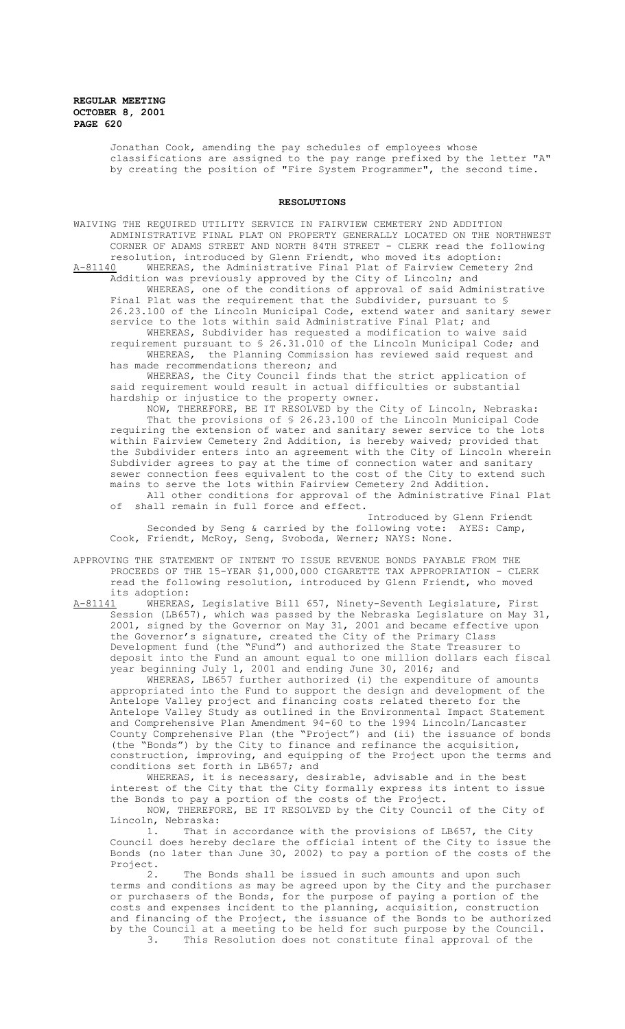Jonathan Cook, amending the pay schedules of employees whose classifications are assigned to the pay range prefixed by the letter "A" by creating the position of "Fire System Programmer", the second time.

## RESOLUTIONS

WAIVING THE REQUIRED UTILITY SERVICE IN FAIRVIEW CEMETERY 2ND ADDITION ADMINISTRATIVE FINAL PLAT ON PROPERTY GENERALLY LOCATED ON THE NORTHWEST CORNER OF ADAMS STREET AND NORTH 84TH STREET - CLERK read the following resolution, introduced by Glenn Friendt, who moved its adoption:

A-81140 WHEREAS, the Administrative Final Plat of Fairview Cemetery 2nd Addition was previously approved by the City of Lincoln; and

WHEREAS, one of the conditions of approval of said Administrative Final Plat was the requirement that the Subdivider, pursuant to § 26.23.100 of the Lincoln Municipal Code, extend water and sanitary sewer service to the lots within said Administrative Final Plat; and

WHEREAS, Subdivider has requested a modification to waive said requirement pursuant to § 26.31.010 of the Lincoln Municipal Code; and

WHEREAS, the Planning Commission has reviewed said request and has made recommendations thereon; and

WHEREAS, the City Council finds that the strict application of said requirement would result in actual difficulties or substantial hardship or injustice to the property owner.

NOW, THEREFORE, BE IT RESOLVED by the City of Lincoln, Nebraska:

That the provisions of § 26.23.100 of the Lincoln Municipal Code requiring the extension of water and sanitary sewer service to the lots within Fairview Cemetery 2nd Addition, is hereby waived; provided that the Subdivider enters into an agreement with the City of Lincoln wherein Subdivider agrees to pay at the time of connection water and sanitary sewer connection fees equivalent to the cost of the City to extend such mains to serve the lots within Fairview Cemetery 2nd Addition.

All other conditions for approval of the Administrative Final Plat of shall remain in full force and effect.

Introduced by Glenn Friendt

Seconded by Seng & carried by the following vote: AYES: Camp, Cook, Friendt, McRoy, Seng, Svoboda, Werner; NAYS: None.

APPROVING THE STATEMENT OF INTENT TO ISSUE REVENUE BONDS PAYABLE FROM THE PROCEEDS OF THE 15-YEAR $1,000,000 CIGARETTE TAX APPROPRIATION - CLERK read the following resolution, introduced by Glenn Friendt, who moved its adoption:

A-81141 WHEREAS, Legislative Bill 657, Ninety-Seventh Legislature, First Session (LB657), which was passed by the Nebraska Legislature on May 31, 2001, signed by the Governor on May 31, 2001 and became effective upon the Governor's signature, created the City of the Primary Class Development fund (the "Fund") and authorized the State Treasurer to deposit into the Fund an amount equal to one million dollars each fiscal year beginning July 1, 2001 and ending June 30, 2016; and

WHEREAS, LB657 further authorized (i) the expenditure of amounts appropriated into the Fund to support the design and development of the Antelope Valley project and financing costs related thereto for the Antelope Valley Study as outlined in the Environmental Impact Statement and Comprehensive Plan Amendment 94-60 to the 1994 Lincoln/Lancaster County Comprehensive Plan (the "Project") and (ii) the issuance of bonds (the "Bonds") by the City to finance and refinance the acquisition, construction, improving, and equipping of the Project upon the terms and conditions set forth in LB657; and

WHEREAS, it is necessary, desirable, advisable and in the best interest of the City that the City formally express its intent to issue the Bonds to pay a portion of the costs of the Project.

NOW, THEREFORE, BE IT RESOLVED by the City Council of the City of Lincoln, Nebraska:

1. That in accordance with the provisions of LB657, the City Council does hereby declare the official intent of the City to issue the Bonds (no later than June 30, 2002) to pay a portion of the costs of the Project.

2. The Bonds shall be issued in such amounts and upon such terms and conditions as may be agreed upon by the City and the purchaser or purchasers of the Bonds, for the purpose of paying a portion of the costs and expenses incident to the planning, acquisition, construction and financing of the Project, the issuance of the Bonds to be authorized by the Council at a meeting to be held for such purpose by the Council.

3. This Resolution does not constitute final approval of the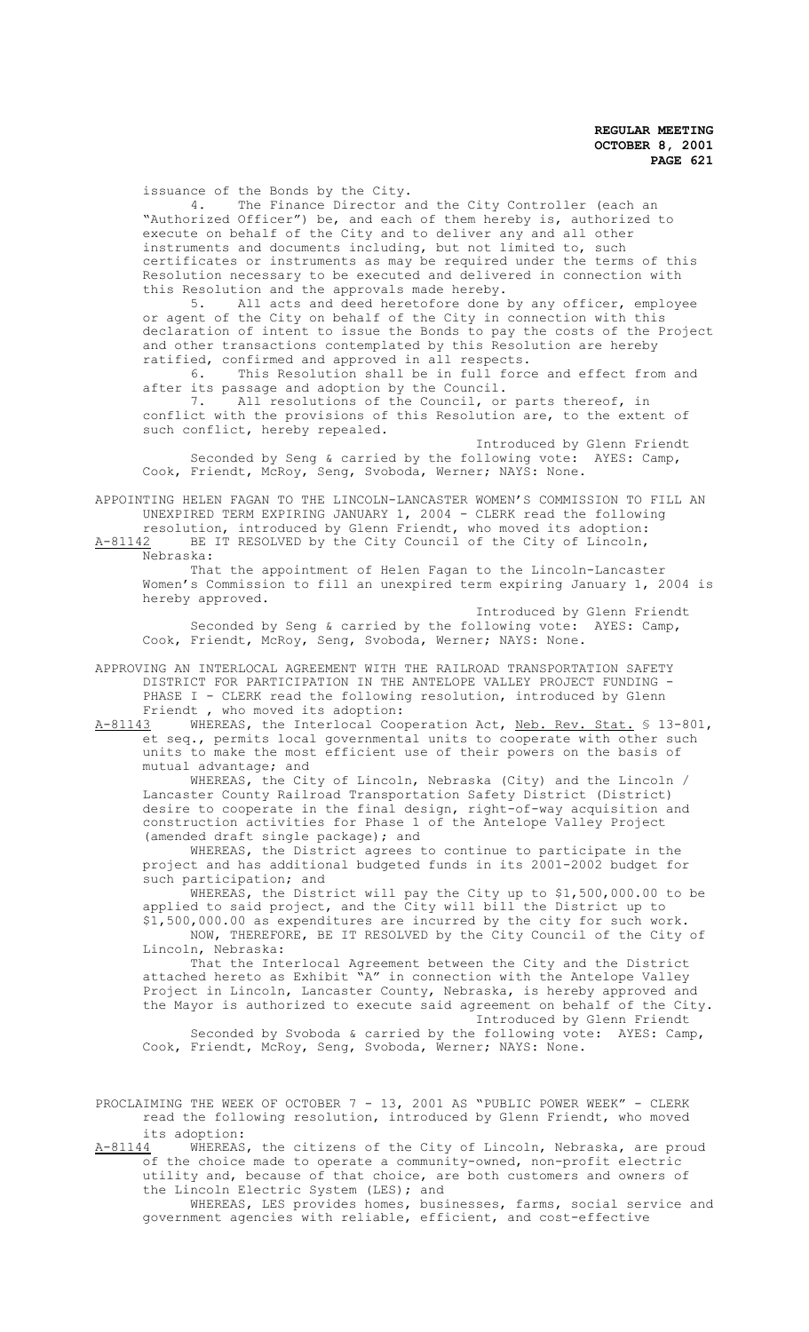issuance of the Bonds by the City.

4. The Finance Director and the City Controller (each an "Authorized Officer") be, and each of them hereby is, authorized to execute on behalf of the City and to deliver any and all other instruments and documents including, but not limited to, such certificates or instruments as may be required under the terms of this Resolution necessary to be executed and delivered in connection with this Resolution and the approvals made hereby.

5. All acts and deed heretofore done by any officer, employee or agent of the City on behalf of the City in connection with this declaration of intent to issue the Bonds to pay the costs of the Project and other transactions contemplated by this Resolution are hereby ratified, confirmed and approved in all respects.

6. This Resolution shall be in full force and effect from and after its passage and adoption by the Council.

7. All resolutions of the Council, or parts thereof, in conflict with the provisions of this Resolution are, to the extent of such conflict, hereby repealed.

Introduced by Glenn Friendt

Seconded by Seng & carried by the following vote: AYES: Camp, Cook, Friendt, McRoy, Seng, Svoboda, Werner; NAYS: None.

APPOINTING HELEN FAGAN TO THE LINCOLN-LANCASTER WOMEN'S COMMISSION TO FILL AN UNEXPIRED TERM EXPIRING JANUARY 1, 2004 - CLERK read the following resolution, introduced by Glenn Friendt, who moved its adoption:

A-81142 BE IT RESOLVED by the City Council of the City of Lincoln, Nebraska:

That the appointment of Helen Fagan to the Lincoln-Lancaster Women's Commission to fill an unexpired term expiring January 1, 2004 is hereby approved.

Introduced by Glenn Friendt

Seconded by Seng & carried by the following vote: AYES: Camp, Cook, Friendt, McRoy, Seng, Svoboda, Werner; NAYS: None.

APPROVING AN INTERLOCAL AGREEMENT WITH THE RAILROAD TRANSPORTATION SAFETY DISTRICT FOR PARTICIPATION IN THE ANTELOPE VALLEY PROJECT FUNDING - PHASE I - CLERK read the following resolution, introduced by Glenn Friendt , who moved its adoption:

A-81143 WHEREAS, the Interlocal Cooperation Act, Neb. Rev. Stat. § 13-801, et seq., permits local governmental units to cooperate with other such units to make the most efficient use of their powers on the basis of mutual advantage; and

WHEREAS, the City of Lincoln, Nebraska (City) and the Lincoln / Lancaster County Railroad Transportation Safety District (District) desire to cooperate in the final design, right-of-way acquisition and construction activities for Phase 1 of the Antelope Valley Project (amended draft single package); and

WHEREAS, the District agrees to continue to participate in the project and has additional budgeted funds in its 2001-2002 budget for such participation; and

WHEREAS, the District will pay the City up to $1,500,000.00 to be applied to said project, and the City will bill the District up to $1,500,000.00 as expenditures are incurred by the city for such work.

NOW, THEREFORE, BE IT RESOLVED by the City Council of the City of Lincoln, Nebraska:

That the Interlocal Agreement between the City and the District attached hereto as Exhibit "A" in connection with the Antelope Valley Project in Lincoln, Lancaster County, Nebraska, is hereby approved and the Mayor is authorized to execute said agreement on behalf of the City.

Introduced by Glenn Friendt

Seconded by Svoboda & carried by the following vote: AYES: Camp, Cook, Friendt, McRoy, Seng, Svoboda, Werner; NAYS: None.

PROCLAIMING THE WEEK OF OCTOBER 7 - 13, 2001 AS "PUBLIC POWER WEEK" - CLERK read the following resolution, introduced by Glenn Friendt, who moved its adoption:

A-81144 WHEREAS, the citizens of the City of Lincoln, Nebraska, are proud of the choice made to operate a community-owned, non-profit electric utility and, because of that choice, are both customers and owners of the Lincoln Electric System (LES); and

WHEREAS, LES provides homes, businesses, farms, social service and government agencies with reliable, efficient, and cost-effective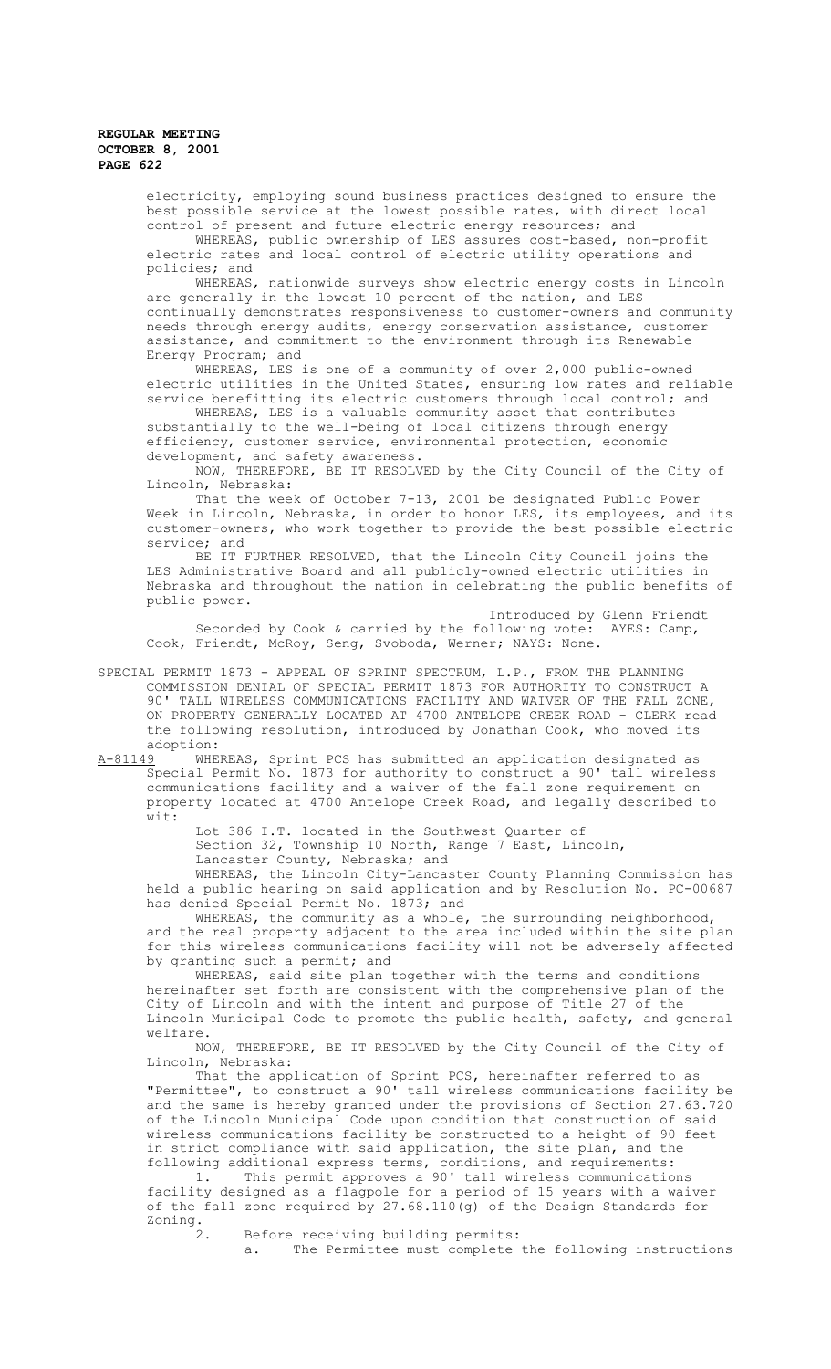electricity, employing sound business practices designed to ensure the best possible service at the lowest possible rates, with direct local control of present and future electric energy resources; and

WHEREAS, public ownership of LES assures cost-based, non-profit electric rates and local control of electric utility operations and policies; and

WHEREAS, nationwide surveys show electric energy costs in Lincoln are generally in the lowest 10 percent of the nation, and LES continually demonstrates responsiveness to customer-owners and community needs through energy audits, energy conservation assistance, customer assistance, and commitment to the environment through its Renewable Energy Program; and

WHEREAS, LES is one of a community of over 2,000 public-owned electric utilities in the United States, ensuring low rates and reliable service benefitting its electric customers through local control; and

WHEREAS, LES is a valuable community asset that contributes substantially to the well-being of local citizens through energy efficiency, customer service, environmental protection, economic development, and safety awareness.

NOW, THEREFORE, BE IT RESOLVED by the City Council of the City of Lincoln, Nebraska:

That the week of October 7-13, 2001 be designated Public Power Week in Lincoln, Nebraska, in order to honor LES, its employees, and its customer-owners, who work together to provide the best possible electric service; and

BE IT FURTHER RESOLVED, that the Lincoln City Council joins the LES Administrative Board and all publicly-owned electric utilities in Nebraska and throughout the nation in celebrating the public benefits of public power.

Introduced by Glenn Friendt

Seconded by Cook & carried by the following vote: AYES: Camp, Cook, Friendt, McRoy, Seng, Svoboda, Werner; NAYS: None.

SPECIAL PERMIT 1873 - APPEAL OF SPRINT SPECTRUM, L.P., FROM THE PLANNING COMMISSION DENIAL OF SPECIAL PERMIT 1873 FOR AUTHORITY TO CONSTRUCT A 90' TALL WIRELESS COMMUNICATIONS FACILITY AND WAIVER OF THE FALL ZONE, ON PROPERTY GENERALLY LOCATED AT 4700 ANTELOPE CREEK ROAD - CLERK read the following resolution, introduced by Jonathan Cook, who moved its adoption:

A-81149 WHEREAS, Sprint PCS has submitted an application designated as Special Permit No. 1873 for authority to construct a 90' tall wireless communications facility and a waiver of the fall zone requirement on property located at 4700 Antelope Creek Road, and legally described to wit:

Lot 386 I.T. located in the Southwest Quarter of Section 32, Township 10 North, Range 7 East, Lincoln, Lancaster County, Nebraska; and

WHEREAS, the Lincoln City-Lancaster County Planning Commission has held a public hearing on said application and by Resolution No. PC-00687 has denied Special Permit No. 1873; and

WHEREAS, the community as a whole, the surrounding neighborhood, and the real property adjacent to the area included within the site plan for this wireless communications facility will not be adversely affected by granting such a permit; and

WHEREAS, said site plan together with the terms and conditions hereinafter set forth are consistent with the comprehensive plan of the City of Lincoln and with the intent and purpose of Title 27 of the Lincoln Municipal Code to promote the public health, safety, and general welfare.

NOW, THEREFORE, BE IT RESOLVED by the City Council of the City of Lincoln, Nebraska:

That the application of Sprint PCS, hereinafter referred to as "Permittee", to construct a 90' tall wireless communications facility be and the same is hereby granted under the provisions of Section 27.63.720 of the Lincoln Municipal Code upon condition that construction of said wireless communications facility be constructed to a height of 90 feet in strict compliance with said application, the site plan, and the following additional express terms, conditions, and requirements:

1. This permit approves a 90' tall wireless communications facility designed as a flagpole for a period of 15 years with a waiver of the fall zone required by 27.68.110(g) of the Design Standards for Zoning.

2. Before receiving building permits:

a. The Permittee must complete the following instructions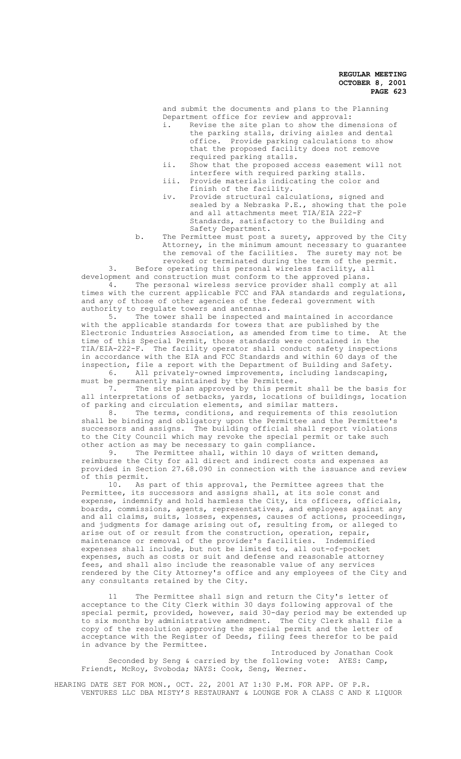and submit the documents and plans to the Planning Department office for review and approval:

i. Revise the site plan to show the dimensions of the parking stalls, driving aisles and dental office. Provide parking calculations to show that the proposed facility does not remove required parking stalls.

ii. Show that the proposed access easement will not interfere with required parking stalls.

iii. Provide materials indicating the color and finish of the facility.

iv. Provide structural calculations, signed and sealed by a Nebraska P.E., showing that the pole and all attachments meet TIA/EIA 222-F Standards, satisfactory to the Building and Safety Department.

b. The Permittee must post a surety, approved by the City Attorney, in the minimum amount necessary to guarantee the removal of the facilities. The surety may not be revoked or terminated during the term of the permit.

3. Before operating this personal wireless facility, all development and construction must conform to the approved plans.

4. The personal wireless service provider shall comply at all times with the current applicable FCC and FAA standards and regulations, and any of those of other agencies of the federal government with authority to regulate towers and antennas.

5. The tower shall be inspected and maintained in accordance with the applicable standards for towers that are published by the Electronic Industries Association, as amended from time to time. At the time of this Special Permit, those standards were contained in the TIA/EIA-222-F. The facility operator shall conduct safety inspections in accordance with the EIA and FCC Standards and within 60 days of the inspection, file a report with the Department of Building and Safety.

6. All privately-owned improvements, including landscaping, must be permanently maintained by the Permittee.

7. The site plan approved by this permit shall be the basis for all interpretations of setbacks, yards, locations of buildings, location of parking and circulation elements, and similar matters.

8. The terms, conditions, and requirements of this resolution shall be binding and obligatory upon the Permittee and the Permittee's successors and assigns. The building official shall report violations to the City Council which may revoke the special permit or take such other action as may be necessary to gain compliance.

9. The Permittee shall, within 10 days of written demand, reimburse the City for all direct and indirect costs and expenses as provided in Section 27.68.090 in connection with the issuance and review of this permit.

10. As part of this approval, the Permittee agrees that the Permittee, its successors and assigns shall, at its sole const and expense, indemnify and hold harmless the City, its officers, officials, boards, commissions, agents, representatives, and employees against any and all claims, suits, losses, expenses, causes of actions, proceedings, and judgments for damage arising out of, resulting from, or alleged to arise out of or result from the construction, operation, repair, maintenance or removal of the provider's facilities. Indemnified expenses shall include, but not be limited to, all out-of-pocket expenses, such as costs or suit and defense and reasonable attorney fees, and shall also include the reasonable value of any services rendered by the City Attorney's office and any employees of the City and any consultants retained by the City.

11 The Permittee shall sign and return the City's letter of acceptance to the City Clerk within 30 days following approval of the special permit, provided, however, said 30-day period may be extended up to six months by administrative amendment. The City Clerk shall file a copy of the resolution approving the special permit and the letter of acceptance with the Register of Deeds, filing fees therefor to be paid in advance by the Permittee.

Introduced by Jonathan Cook

Seconded by Seng & carried by the following vote: AYES: Camp, Friendt, McRoy, Svoboda; NAYS: Cook, Seng, Werner.

HEARING DATE SET FOR MON., OCT. 22, 2001 AT 1:30 P.M. FOR APP. OF P.R. VENTURES LLC DBA MISTY'S RESTAURANT & LOUNGE FOR A CLASS C AND K LIQUOR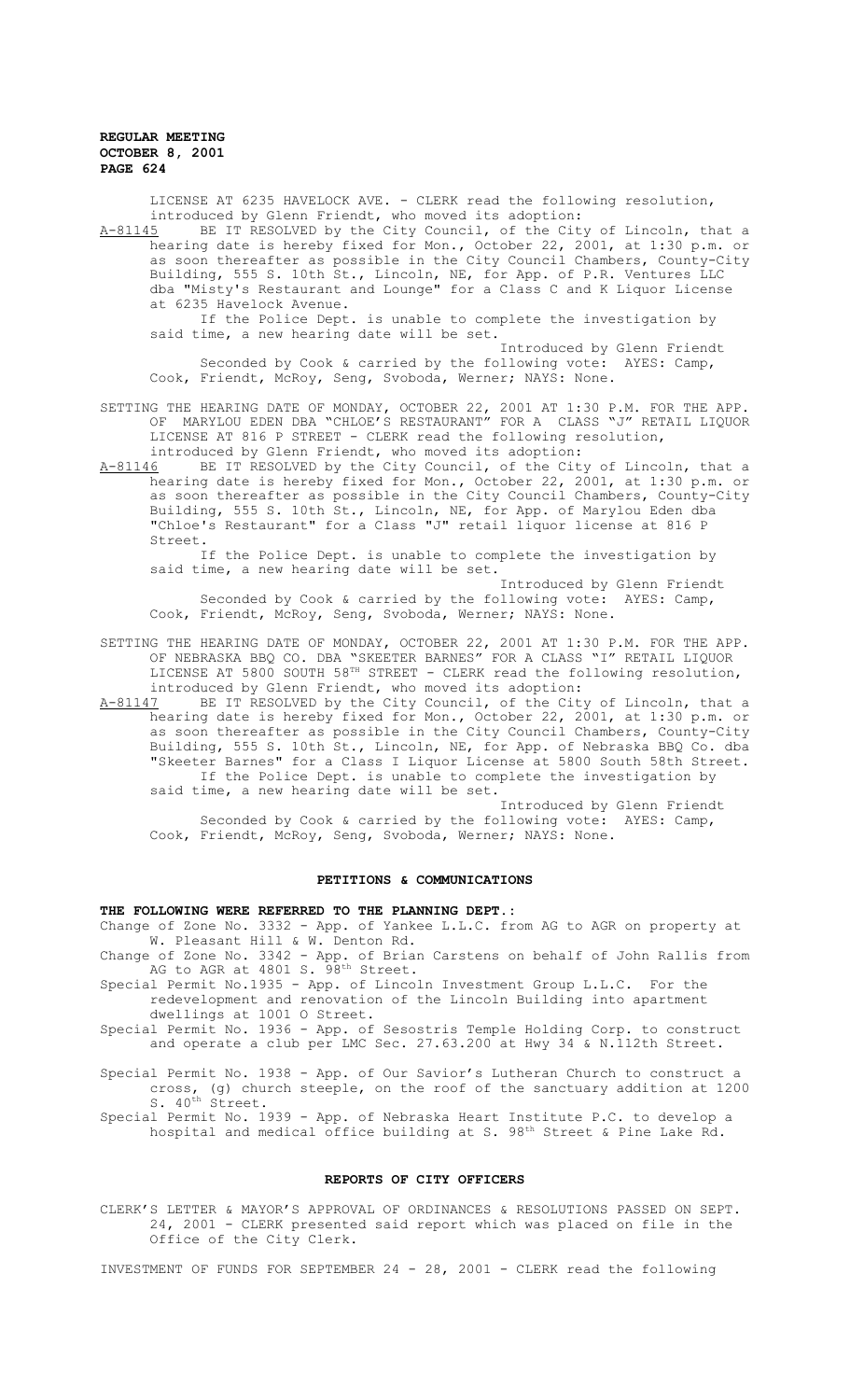LICENSE AT 6235 HAVELOCK AVE. - CLERK read the following resolution, introduced by Glenn Friendt, who moved its adoption:

A-81145 BE IT RESOLVED by the City Council, of the City of Lincoln, that a hearing date is hereby fixed for Mon., October 22, 2001, at 1:30 p.m. or as soon thereafter as possible in the City Council Chambers, County-City Building, 555 S. 10th St., Lincoln, NE, for App. of P.R. Ventures LLC dba "Misty's Restaurant and Lounge" for a Class C and K Liquor License at 6235 Havelock Avenue.

If the Police Dept. is unable to complete the investigation by said time, a new hearing date will be set.

Introduced by Glenn Friendt

Seconded by Cook & carried by the following vote: AYES: Camp, Cook, Friendt, McRoy, Seng, Svoboda, Werner; NAYS: None.

SETTING THE HEARING DATE OF MONDAY, OCTOBER 22, 2001 AT 1:30 P.M. FOR THE APP. OF MARYLOU EDEN DBA "CHLOE'S RESTAURANT" FOR A CLASS "J" RETAIL LIQUOR LICENSE AT 816 P STREET - CLERK read the following resolution, introduced by Glenn Friendt, who moved its adoption:

A-81146 BE IT RESOLVED by the City Council, of the City of Lincoln, that a hearing date is hereby fixed for Mon., October 22, 2001, at 1:30 p.m. or as soon thereafter as possible in the City Council Chambers, County-City Building, 555 S. 10th St., Lincoln, NE, for App. of Marylou Eden dba "Chloe's Restaurant" for a Class "J" retail liquor license at 816 P Street.

If the Police Dept. is unable to complete the investigation by said time, a new hearing date will be set.

Introduced by Glenn Friendt

Seconded by Cook & carried by the following vote: AYES: Camp, Cook, Friendt, McRoy, Seng, Svoboda, Werner; NAYS: None.

SETTING THE HEARING DATE OF MONDAY, OCTOBER 22, 2001 AT 1:30 P.M. FOR THE APP. OF NEBRASKA BBQ CO. DBA "SKEETER BARNES" FOR A CLASS "I" RETAIL LIQUOR LICENSE AT 5800 SOUTH 58TH STREET - CLERK read the following resolution, introduced by Glenn Friendt, who moved its adoption:

A-81147 BE IT RESOLVED by the City Council, of the City of Lincoln, that a hearing date is hereby fixed for Mon., October 22, 2001, at 1:30 p.m. or as soon thereafter as possible in the City Council Chambers, County-City Building, 555 S. 10th St., Lincoln, NE, for App. of Nebraska BBQ Co. dba "Skeeter Barnes" for a Class I Liquor License at 5800 South 58th Street.

If the Police Dept. is unable to complete the investigation by said time, a new hearing date will be set.

Introduced by Glenn Friendt

Seconded by Cook & carried by the following vote: AYES: Camp, Cook, Friendt, McRoy, Seng, Svoboda, Werner; NAYS: None.

## PETITIONS & COMMUNICATIONS

**THE FOLLOWING WERE REFERRED TO THE PLANNING DEPT.:**

Change of Zone No. 3332 - App. of Yankee L.L.C. from AG to AGR on property at W. Pleasant Hill & W. Denton Rd.

Change of Zone No. 3342 - App. of Brian Carstens on behalf of John Rallis from AG to AGR at 4801 S. 98th Street.

Special Permit No.1935 - App. of Lincoln Investment Group L.L.C. For the redevelopment and renovation of the Lincoln Building into apartment dwellings at 1001 O Street.

Special Permit No. 1936 - App. of Sesostris Temple Holding Corp. to construct and operate a club per LMC Sec. 27.63.200 at Hwy 34 & N.112th Street.

Special Permit No. 1938 - App. of Our Savior's Lutheran Church to construct a cross, (g) church steeple, on the roof of the sanctuary addition at 1200 S. 40th Street.

Special Permit No. 1939 - App. of Nebraska Heart Institute P.C. to develop a hospital and medical office building at S. 98th Street & Pine Lake Rd.

## REPORTS OF CITY OFFICERS

CLERK'S LETTER & MAYOR'S APPROVAL OF ORDINANCES & RESOLUTIONS PASSED ON SEPT. 24, 2001 - CLERK presented said report which was placed on file in the Office of the City Clerk.

INVESTMENT OF FUNDS FOR SEPTEMBER 24 - 28, 2001 - CLERK read the following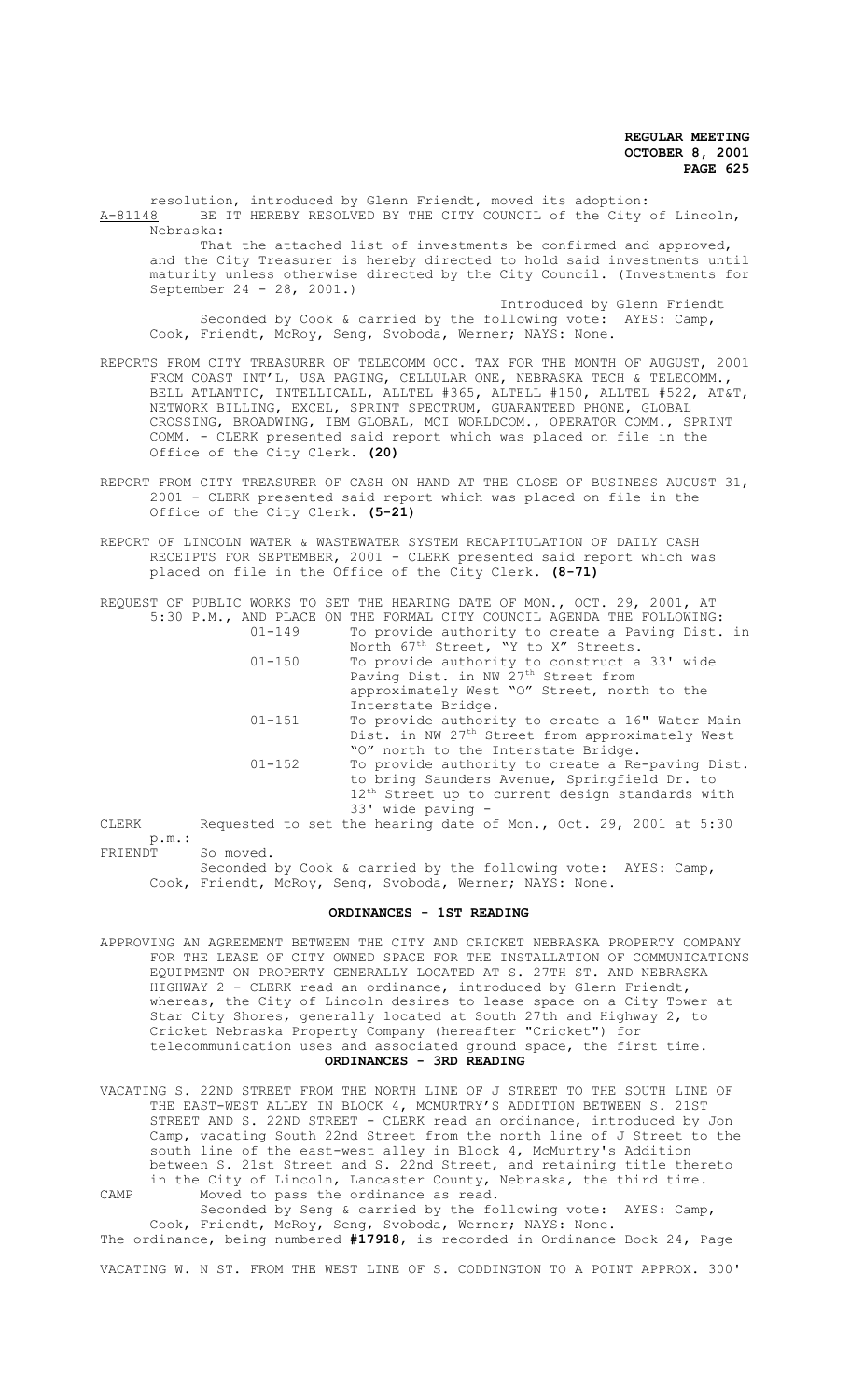resolution, introduced by Glenn Friendt, moved its adoption:

A-81148 BE IT HEREBY RESOLVED BY THE CITY COUNCIL of the City of Lincoln, Nebraska:

That the attached list of investments be confirmed and approved, and the City Treasurer is hereby directed to hold said investments until maturity unless otherwise directed by the City Council. (Investments for September 24 - 28, 2001.)

Introduced by Glenn Friendt

Seconded by Cook & carried by the following vote: AYES: Camp, Cook, Friendt, McRoy, Seng, Svoboda, Werner; NAYS: None.

REPORTS FROM CITY TREASURER OF TELECOMM OCC. TAX FOR THE MONTH OF AUGUST, 2001 FROM COAST INT'L, USA PAGING, CELLULAR ONE, NEBRASKA TECH & TELECOMM., BELL ATLANTIC, INTELLICALL, ALLTEL #365, ALTELL #150, ALLTEL #522, AT&T, NETWORK BILLING, EXCEL, SPRINT SPECTRUM, GUARANTEED PHONE, GLOBAL CROSSING, BROADWING, IBM GLOBAL, MCI WORLDCOM., OPERATOR COMM., SPRINT COMM. - CLERK presented said report which was placed on file in the Office of the City Clerk. **(20)**

REPORT FROM CITY TREASURER OF CASH ON HAND AT THE CLOSE OF BUSINESS AUGUST 31, 2001 - CLERK presented said report which was placed on file in the Office of the City Clerk. **(5-21)**

REPORT OF LINCOLN WATER & WASTEWATER SYSTEM RECAPITULATION OF DAILY CASH RECEIPTS FOR SEPTEMBER, 2001 - CLERK presented said report which was placed on file in the Office of the City Clerk. **(8-71)**

REQUEST OF PUBLIC WORKS TO SET THE HEARING DATE OF MON., OCT. 29, 2001, AT 5:30 P.M., AND PLACE ON THE FORMAL CITY COUNCIL AGENDA THE FOLLOWING:

| | |
|---|---|
| 01-149 | To provide authority to create a Paving Dist. in North 67th Street, "Y to X" Streets. |
| 01-150 | To provide authority to construct a 33' wide Paving Dist. in NW 27th Street from approximately West "O" Street, north to the Interstate Bridge. |
| 01-151 | To provide authority to create a 16" Water Main Dist. in NW 27th Street from approximately West "O" north to the Interstate Bridge. |
| 01-152 | To provide authority to create a Re-paving Dist. to bring Saunders Avenue, Springfield Dr. to 12th Street up to current design standards with 33' wide paving - |

CLERK Requested to set the hearing date of Mon., Oct. 29, 2001 at 5:30 p.m.:

FRIENDT So moved.

Seconded by Cook & carried by the following vote: AYES: Camp, Cook, Friendt, McRoy, Seng, Svoboda, Werner; NAYS: None.

## ORDINANCES - 1ST READING

APPROVING AN AGREEMENT BETWEEN THE CITY AND CRICKET NEBRASKA PROPERTY COMPANY FOR THE LEASE OF CITY OWNED SPACE FOR THE INSTALLATION OF COMMUNICATIONS EQUIPMENT ON PROPERTY GENERALLY LOCATED AT S. 27TH ST. AND NEBRASKA HIGHWAY 2 - CLERK read an ordinance, introduced by Glenn Friendt, whereas, the City of Lincoln desires to lease space on a City Tower at Star City Shores, generally located at South 27th and Highway 2, to Cricket Nebraska Property Company (hereafter "Cricket") for telecommunication uses and associated ground space, the first time.

## ORDINANCES - 3RD READING

VACATING S. 22ND STREET FROM THE NORTH LINE OF J STREET TO THE SOUTH LINE OF THE EAST-WEST ALLEY IN BLOCK 4, MCMURTRY'S ADDITION BETWEEN S. 21ST STREET AND S. 22ND STREET - CLERK read an ordinance, introduced by Jon Camp, vacating South 22nd Street from the north line of J Street to the south line of the east-west alley in Block 4, McMurtry's Addition between S. 21st Street and S. 22nd Street, and retaining title thereto in the City of Lincoln, Lancaster County, Nebraska, the third time.

CAMP Moved to pass the ordinance as read.

Seconded by Seng & carried by the following vote: AYES: Camp, Cook, Friendt, McRoy, Seng, Svoboda, Werner; NAYS: None.

The ordinance, being numbered **#17918**, is recorded in Ordinance Book 24, Page

VACATING W. N ST. FROM THE WEST LINE OF S. CODDINGTON TO A POINT APPROX. 300'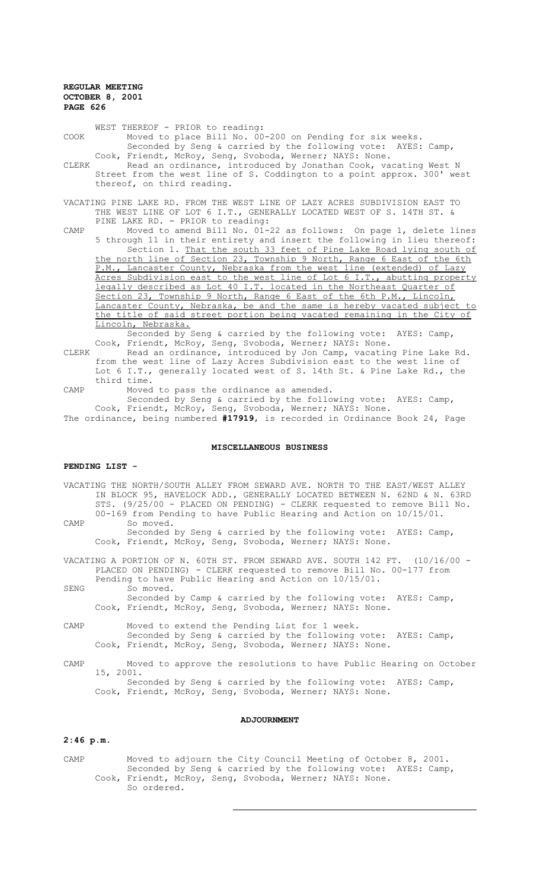WEST THEREOF - PRIOR to reading:

COOK Moved to place Bill No. 00-200 on Pending for six weeks.
Seconded by Seng & carried by the following vote: AYES: Camp, Cook, Friendt, McRoy, Seng, Svoboda, Werner; NAYS: None.

CLERK Read an ordinance, introduced by Jonathan Cook, vacating West N Street from the west line of S. Coddington to a point approx. 300' west thereof, on third reading.

VACATING PINE LAKE RD. FROM THE WEST LINE OF LAZY ACRES SUBDIVISION EAST TO THE WEST LINE OF LOT 6 I.T., GENERALLY LOCATED WEST OF S. 14TH ST. & PINE LAKE RD. - PRIOR to reading:

CAMP Moved to amend Bill No. 01-22 as follows: On page 1, delete lines 5 through 11 in their entirety and insert the following in lieu thereof: Section 1. That the south 33 feet of Pine Lake Road lying south of the north line of Section 23, Township 9 North, Range 6 East of the 6th P.M., Lancaster County, Nebraska from the west line (extended) of Lazy Acres Subdivision east to the west line of Lot 6 I.T., abutting property legally described as Lot 40 I.T. located in the Northeast Quarter of Section 23, Township 9 North, Range 6 East of the 6th P.M., Lincoln, Lancaster County, Nebraska, be and the same is hereby vacated subject to the title of said street portion being vacated remaining in the City of Lincoln, Nebraska.
Seconded by Seng & carried by the following vote: AYES: Camp, Cook, Friendt, McRoy, Seng, Svoboda, Werner; NAYS: None.

CLERK Read an ordinance, introduced by Jon Camp, vacating Pine Lake Rd. from the west line of Lazy Acres Subdivision east to the west line of Lot 6 I.T., generally located west of S. 14th St. & Pine Lake Rd., the third time.

CAMP Moved to pass the ordinance as amended.
Seconded by Seng & carried by the following vote: AYES: Camp, Cook, Friendt, McRoy, Seng, Svoboda, Werner; NAYS: None.

The ordinance, being numbered **#17919**, is recorded in Ordinance Book 24, Page

## MISCELLANEOUS BUSINESS

### PENDING LIST -

VACATING THE NORTH/SOUTH ALLEY FROM SEWARD AVE. NORTH TO THE EAST/WEST ALLEY IN BLOCK 95, HAVELOCK ADD., GENERALLY LOCATED BETWEEN N. 62ND & N. 63RD STS. (9/25/00 - PLACED ON PENDING) - CLERK requested to remove Bill No. 00-169 from Pending to have Public Hearing and Action on 10/15/01.

CAMP So moved.
Seconded by Seng & carried by the following vote: AYES: Camp, Cook, Friendt, McRoy, Seng, Svoboda, Werner; NAYS: None.

VACATING A PORTION OF N. 60TH ST. FROM SEWARD AVE. SOUTH 142 FT. (10/16/00 - PLACED ON PENDING) - CLERK requested to remove Bill No. 00-177 from Pending to have Public Hearing and Action on 10/15/01.

SENG So moved.
Seconded by Camp & carried by the following vote: AYES: Camp, Cook, Friendt, McRoy, Seng, Svoboda, Werner; NAYS: None.

CAMP Moved to extend the Pending List for 1 week.
Seconded by Seng & carried by the following vote: AYES: Camp, Cook, Friendt, McRoy, Seng, Svoboda, Werner; NAYS: None.

CAMP Moved to approve the resolutions to have Public Hearing on October 15, 2001.
Seconded by Seng & carried by the following vote: AYES: Camp, Cook, Friendt, McRoy, Seng, Svoboda, Werner; NAYS: None.

## ADJOURNMENT

**2:46 p.m.**

CAMP Moved to adjourn the City Council Meeting of October 8, 2001.
Seconded by Seng & carried by the following vote: AYES: Camp, Cook, Friendt, McRoy, Seng, Svoboda, Werner; NAYS: None.
So ordered.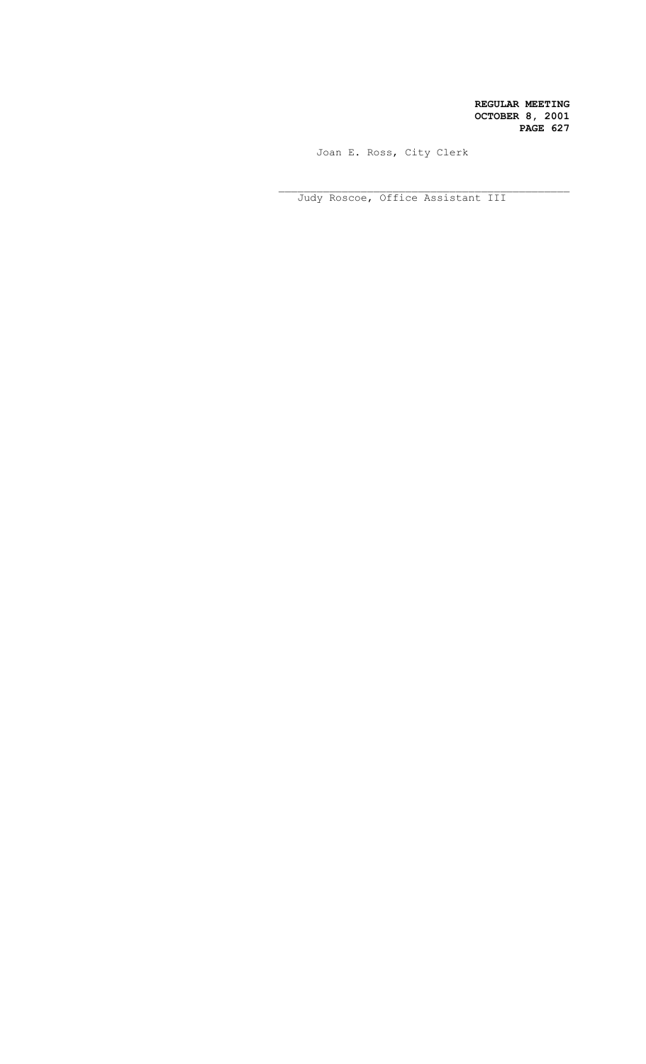Joan E. Ross, City Clerk

\_\_\_\_\_\_\_\_\_\_\_\_\_\_\_\_\_\_\_\_\_\_\_\_\_\_\_\_\_\_\_\_\_\_\_\_\_\_\_\_\_\_\_

Judy Roscoe, Office Assistant III